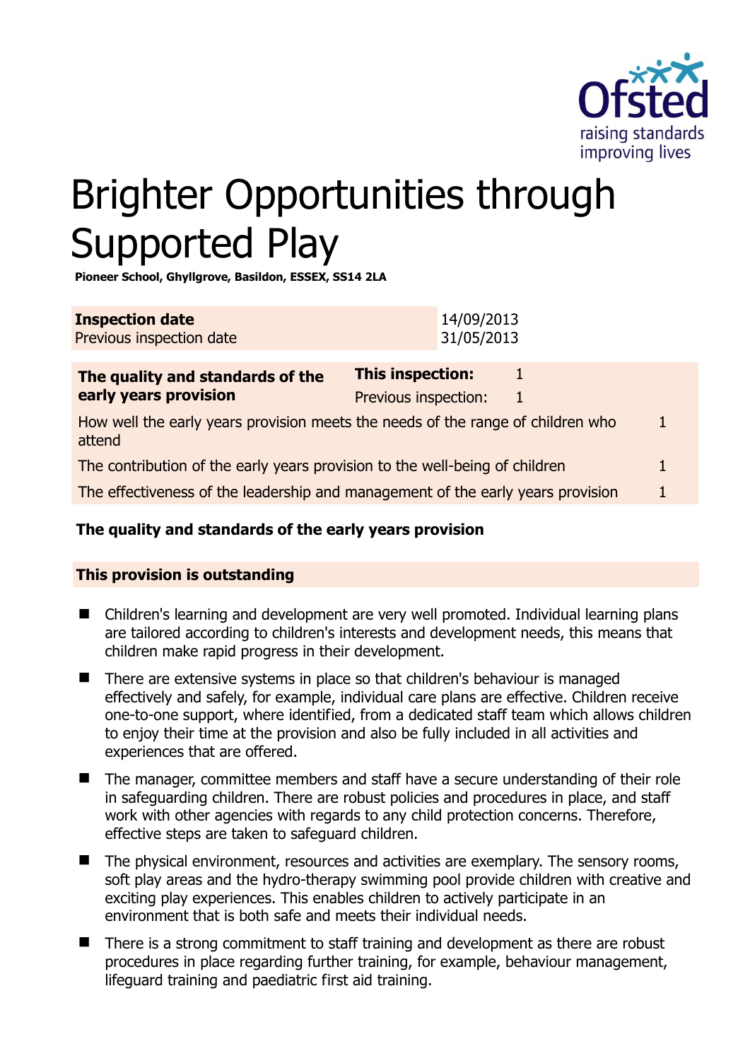# Brighter Opportunities through Supported Play

**Pioneer School, Ghyllgrove, Basildon, ESSEX, SS14 2LA**

| **Inspection date** | 14/09/2013 |
|---|---|
| Previous inspection date | 31/05/2013 |

| **The quality and standards of the early years provision** | **This inspection:** | 1 |
|---|---|---|
| | Previous inspection: | 1 |
| How well the early years provision meets the needs of the range of children who attend | | 1 |
| The contribution of the early years provision to the well-being of children | | 1 |
| The effectiveness of the leadership and management of the early years provision | | 1 |

## The quality and standards of the early years provision

**This provision is outstanding**

- Children's learning and development are very well promoted. Individual learning plans are tailored according to children's interests and development needs, this means that children make rapid progress in their development.
- There are extensive systems in place so that children's behaviour is managed effectively and safely, for example, individual care plans are effective. Children receive one-to-one support, where identified, from a dedicated staff team which allows children to enjoy their time at the provision and also be fully included in all activities and experiences that are offered.
- The manager, committee members and staff have a secure understanding of their role in safeguarding children. There are robust policies and procedures in place, and staff work with other agencies with regards to any child protection concerns. Therefore, effective steps are taken to safeguard children.
- The physical environment, resources and activities are exemplary. The sensory rooms, soft play areas and the hydro-therapy swimming pool provide children with creative and exciting play experiences. This enables children to actively participate in an environment that is both safe and meets their individual needs.
- There is a strong commitment to staff training and development as there are robust procedures in place regarding further training, for example, behaviour management, lifeguard training and paediatric first aid training.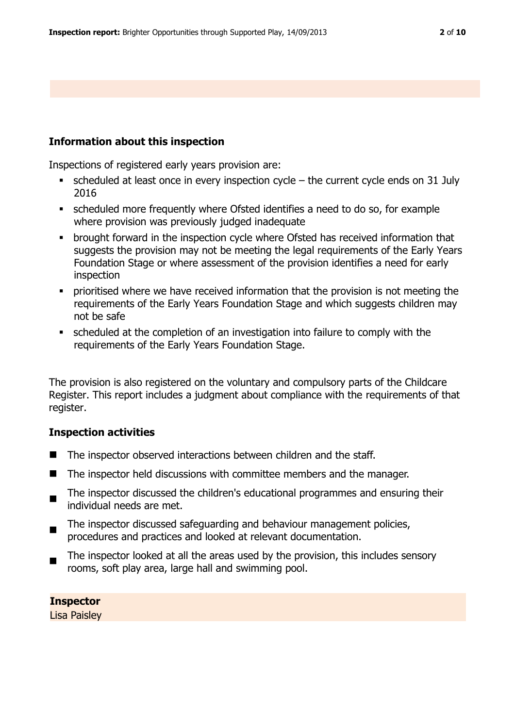## Information about this inspection

Inspections of registered early years provision are:

- scheduled at least once in every inspection cycle – the current cycle ends on 31 July 2016
- scheduled more frequently where Ofsted identifies a need to do so, for example where provision was previously judged inadequate
- brought forward in the inspection cycle where Ofsted has received information that suggests the provision may not be meeting the legal requirements of the Early Years Foundation Stage or where assessment of the provision identifies a need for early inspection
- prioritised where we have received information that the provision is not meeting the requirements of the Early Years Foundation Stage and which suggests children may not be safe
- scheduled at the completion of an investigation into failure to comply with the requirements of the Early Years Foundation Stage.

The provision is also registered on the voluntary and compulsory parts of the Childcare Register. This report includes a judgment about compliance with the requirements of that register.

## Inspection activities

- The inspector observed interactions between children and the staff.
- The inspector held discussions with committee members and the manager.
- The inspector discussed the children's educational programmes and ensuring their individual needs are met.
- The inspector discussed safeguarding and behaviour management policies, procedures and practices and looked at relevant documentation.
- The inspector looked at all the areas used by the provision, this includes sensory rooms, soft play area, large hall and swimming pool.

**Inspector**
Lisa Paisley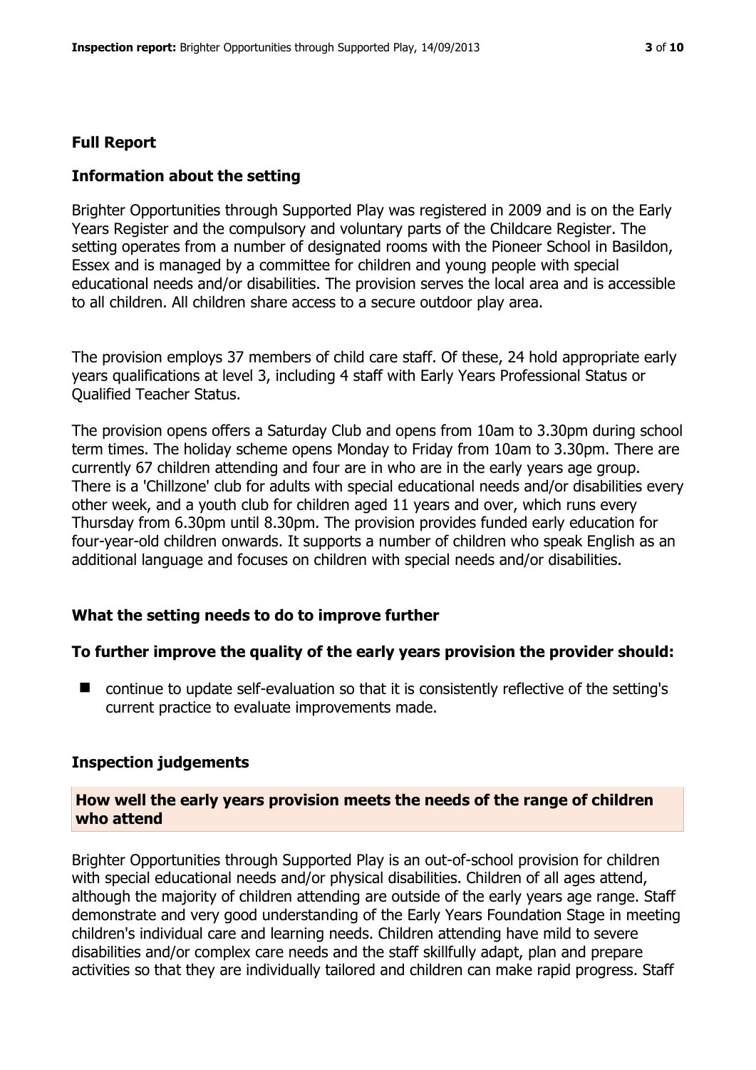## Full Report

### Information about the setting

Brighter Opportunities through Supported Play was registered in 2009 and is on the Early Years Register and the compulsory and voluntary parts of the Childcare Register. The setting operates from a number of designated rooms with the Pioneer School in Basildon, Essex and is managed by a committee for children and young people with special educational needs and/or disabilities. The provision serves the local area and is accessible to all children. All children share access to a secure outdoor play area.

The provision employs 37 members of child care staff. Of these, 24 hold appropriate early years qualifications at level 3, including 4 staff with Early Years Professional Status or Qualified Teacher Status.

The provision opens offers a Saturday Club and opens from 10am to 3.30pm during school term times. The holiday scheme opens Monday to Friday from 10am to 3.30pm. There are currently 67 children attending and four are in who are in the early years age group. There is a 'Chillzone' club for adults with special educational needs and/or disabilities every other week, and a youth club for children aged 11 years and over, which runs every Thursday from 6.30pm until 8.30pm. The provision provides funded early education for four-year-old children onwards. It supports a number of children who speak English as an additional language and focuses on children with special needs and/or disabilities.

### What the setting needs to do to improve further

### To further improve the quality of the early years provision the provider should:

- continue to update self-evaluation so that it is consistently reflective of the setting's current practice to evaluate improvements made.

### Inspection judgements

#### How well the early years provision meets the needs of the range of children who attend

Brighter Opportunities through Supported Play is an out-of-school provision for children with special educational needs and/or physical disabilities. Children of all ages attend, although the majority of children attending are outside of the early years age range. Staff demonstrate and very good understanding of the Early Years Foundation Stage in meeting children's individual care and learning needs. Children attending have mild to severe disabilities and/or complex care needs and the staff skillfully adapt, plan and prepare activities so that they are individually tailored and children can make rapid progress. Staff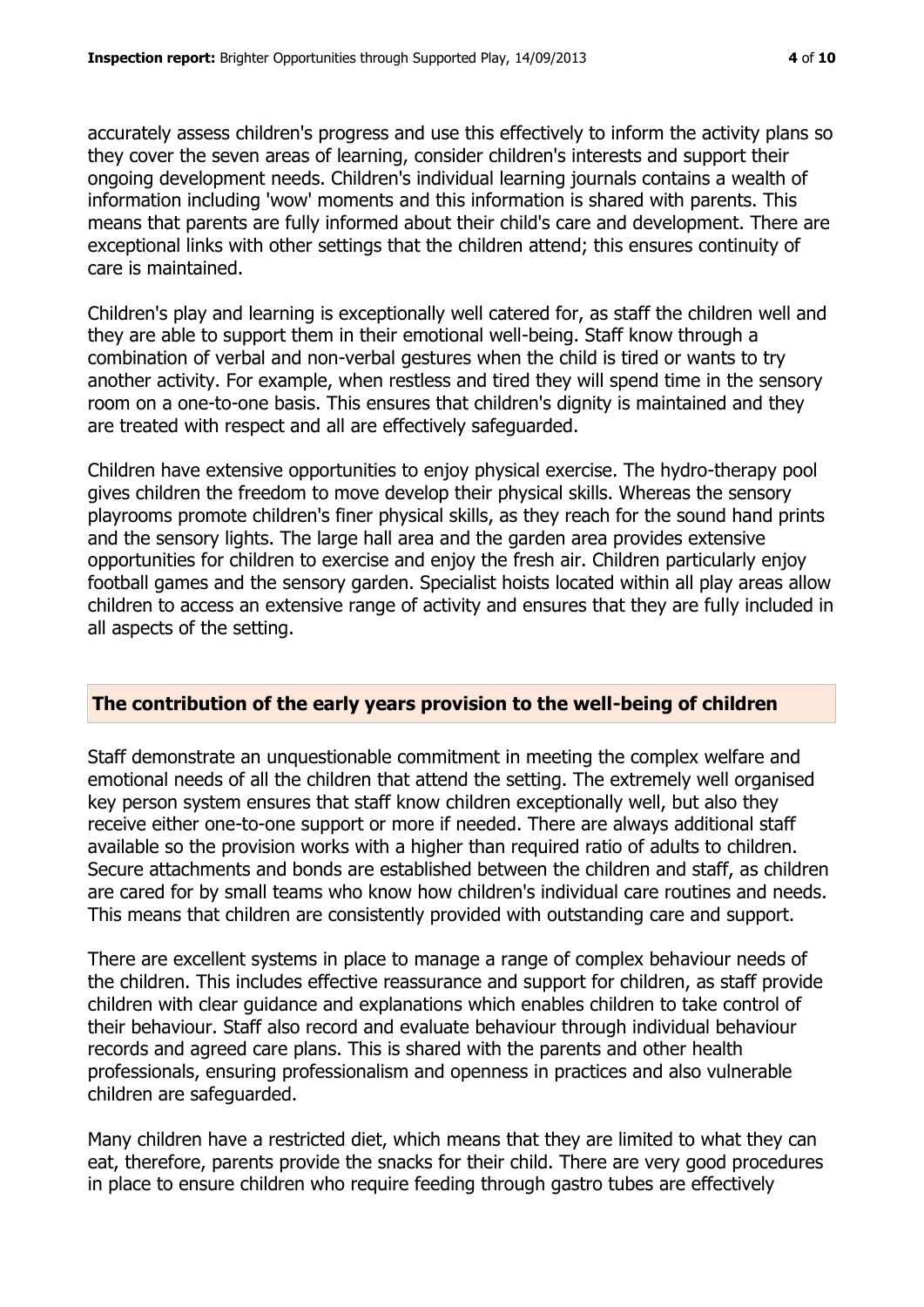accurately assess children's progress and use this effectively to inform the activity plans so they cover the seven areas of learning, consider children's interests and support their ongoing development needs. Children's individual learning journals contains a wealth of information including 'wow' moments and this information is shared with parents. This means that parents are fully informed about their child's care and development. There are exceptional links with other settings that the children attend; this ensures continuity of care is maintained.

Children's play and learning is exceptionally well catered for, as staff the children well and they are able to support them in their emotional well-being. Staff know through a combination of verbal and non-verbal gestures when the child is tired or wants to try another activity. For example, when restless and tired they will spend time in the sensory room on a one-to-one basis. This ensures that children's dignity is maintained and they are treated with respect and all are effectively safeguarded.

Children have extensive opportunities to enjoy physical exercise. The hydro-therapy pool gives children the freedom to move develop their physical skills. Whereas the sensory playrooms promote children's finer physical skills, as they reach for the sound hand prints and the sensory lights. The large hall area and the garden area provides extensive opportunities for children to exercise and enjoy the fresh air. Children particularly enjoy football games and the sensory garden. Specialist hoists located within all play areas allow children to access an extensive range of activity and ensures that they are fully included in all aspects of the setting.

## The contribution of the early years provision to the well-being of children

Staff demonstrate an unquestionable commitment in meeting the complex welfare and emotional needs of all the children that attend the setting. The extremely well organised key person system ensures that staff know children exceptionally well, but also they receive either one-to-one support or more if needed. There are always additional staff available so the provision works with a higher than required ratio of adults to children. Secure attachments and bonds are established between the children and staff, as children are cared for by small teams who know how children's individual care routines and needs. This means that children are consistently provided with outstanding care and support.

There are excellent systems in place to manage a range of complex behaviour needs of the children. This includes effective reassurance and support for children, as staff provide children with clear guidance and explanations which enables children to take control of their behaviour. Staff also record and evaluate behaviour through individual behaviour records and agreed care plans. This is shared with the parents and other health professionals, ensuring professionalism and openness in practices and also vulnerable children are safeguarded.

Many children have a restricted diet, which means that they are limited to what they can eat, therefore, parents provide the snacks for their child. There are very good procedures in place to ensure children who require feeding through gastro tubes are effectively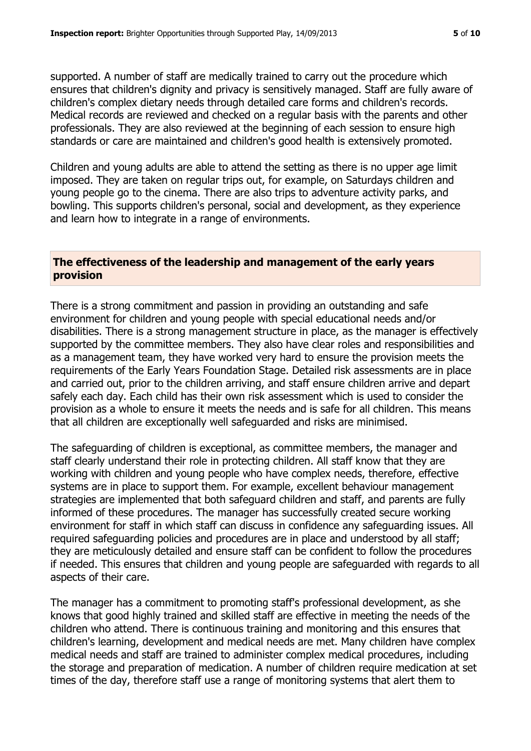supported. A number of staff are medically trained to carry out the procedure which ensures that children's dignity and privacy is sensitively managed. Staff are fully aware of children's complex dietary needs through detailed care forms and children's records. Medical records are reviewed and checked on a regular basis with the parents and other professionals. They are also reviewed at the beginning of each session to ensure high standards or care are maintained and children's good health is extensively promoted.

Children and young adults are able to attend the setting as there is no upper age limit imposed. They are taken on regular trips out, for example, on Saturdays children and young people go to the cinema. There are also trips to adventure activity parks, and bowling. This supports children's personal, social and development, as they experience and learn how to integrate in a range of environments.

## The effectiveness of the leadership and management of the early years provision

There is a strong commitment and passion in providing an outstanding and safe environment for children and young people with special educational needs and/or disabilities. There is a strong management structure in place, as the manager is effectively supported by the committee members. They also have clear roles and responsibilities and as a management team, they have worked very hard to ensure the provision meets the requirements of the Early Years Foundation Stage. Detailed risk assessments are in place and carried out, prior to the children arriving, and staff ensure children arrive and depart safely each day. Each child has their own risk assessment which is used to consider the provision as a whole to ensure it meets the needs and is safe for all children. This means that all children are exceptionally well safeguarded and risks are minimised.

The safeguarding of children is exceptional, as committee members, the manager and staff clearly understand their role in protecting children. All staff know that they are working with children and young people who have complex needs, therefore, effective systems are in place to support them. For example, excellent behaviour management strategies are implemented that both safeguard children and staff, and parents are fully informed of these procedures. The manager has successfully created secure working environment for staff in which staff can discuss in confidence any safeguarding issues. All required safeguarding policies and procedures are in place and understood by all staff; they are meticulously detailed and ensure staff can be confident to follow the procedures if needed. This ensures that children and young people are safeguarded with regards to all aspects of their care.

The manager has a commitment to promoting staff's professional development, as she knows that good highly trained and skilled staff are effective in meeting the needs of the children who attend. There is continuous training and monitoring and this ensures that children's learning, development and medical needs are met. Many children have complex medical needs and staff are trained to administer complex medical procedures, including the storage and preparation of medication. A number of children require medication at set times of the day, therefore staff use a range of monitoring systems that alert them to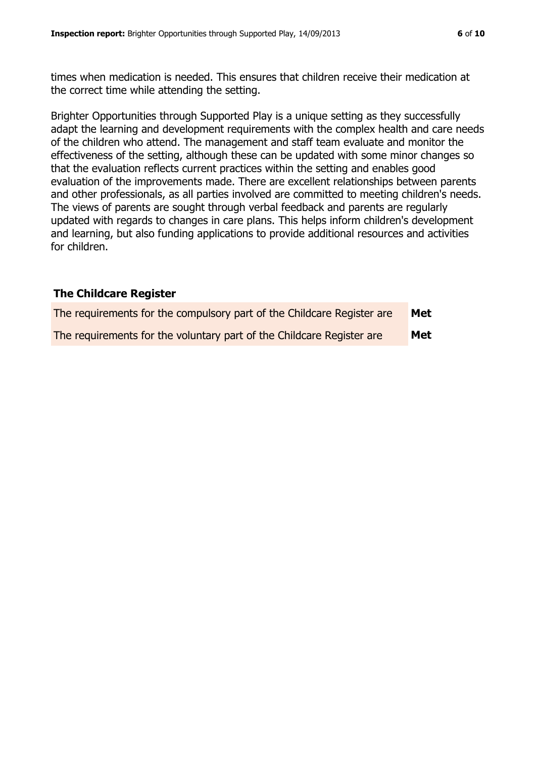times when medication is needed. This ensures that children receive their medication at the correct time while attending the setting.

Brighter Opportunities through Supported Play is a unique setting as they successfully adapt the learning and development requirements with the complex health and care needs of the children who attend. The management and staff team evaluate and monitor the effectiveness of the setting, although these can be updated with some minor changes so that the evaluation reflects current practices within the setting and enables good evaluation of the improvements made. There are excellent relationships between parents and other professionals, as all parties involved are committed to meeting children's needs. The views of parents are sought through verbal feedback and parents are regularly updated with regards to changes in care plans. This helps inform children's development and learning, but also funding applications to provide additional resources and activities for children.

## The Childcare Register

| | |
|---|---|
| The requirements for the compulsory part of the Childcare Register are | **Met** |
| The requirements for the voluntary part of the Childcare Register are | **Met** |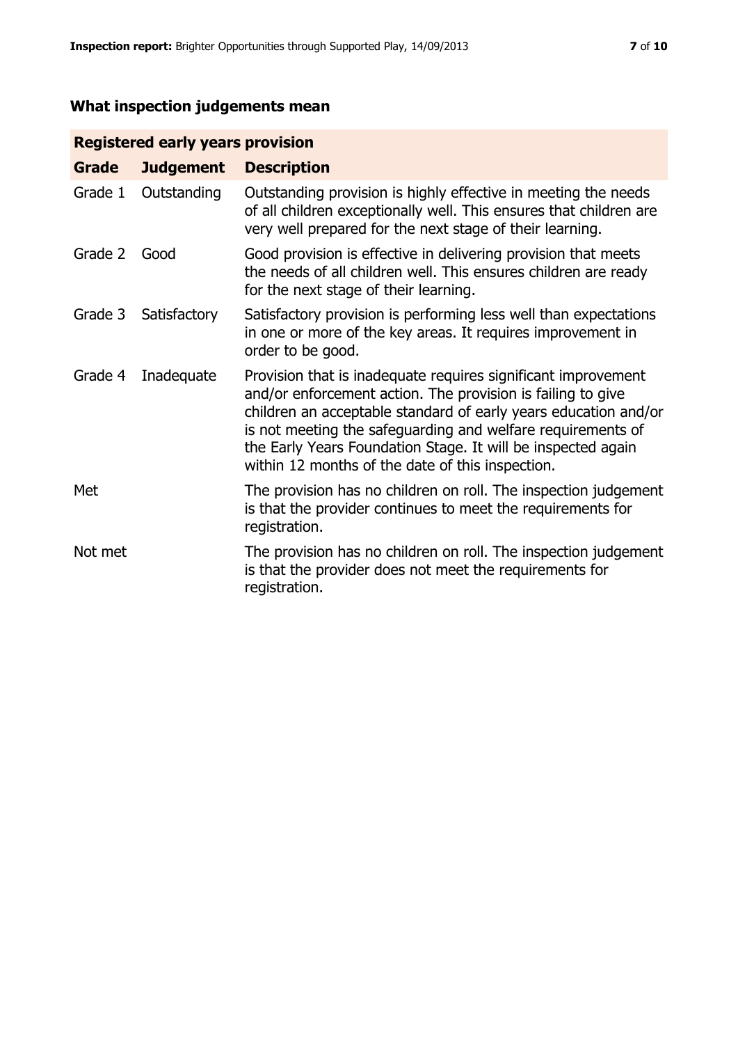## What inspection judgements mean

| Registered early years provision | | |
|---|---|---|
| **Grade** | **Judgement** | **Description** |
| Grade 1 | Outstanding | Outstanding provision is highly effective in meeting the needs of all children exceptionally well. This ensures that children are very well prepared for the next stage of their learning. |
| Grade 2 | Good | Good provision is effective in delivering provision that meets the needs of all children well. This ensures children are ready for the next stage of their learning. |
| Grade 3 | Satisfactory | Satisfactory provision is performing less well than expectations in one or more of the key areas. It requires improvement in order to be good. |
| Grade 4 | Inadequate | Provision that is inadequate requires significant improvement and/or enforcement action. The provision is failing to give children an acceptable standard of early years education and/or is not meeting the safeguarding and welfare requirements of the Early Years Foundation Stage. It will be inspected again within 12 months of the date of this inspection. |
| Met | | The provision has no children on roll. The inspection judgement is that the provider continues to meet the requirements for registration. |
| Not met | | The provision has no children on roll. The inspection judgement is that the provider does not meet the requirements for registration. |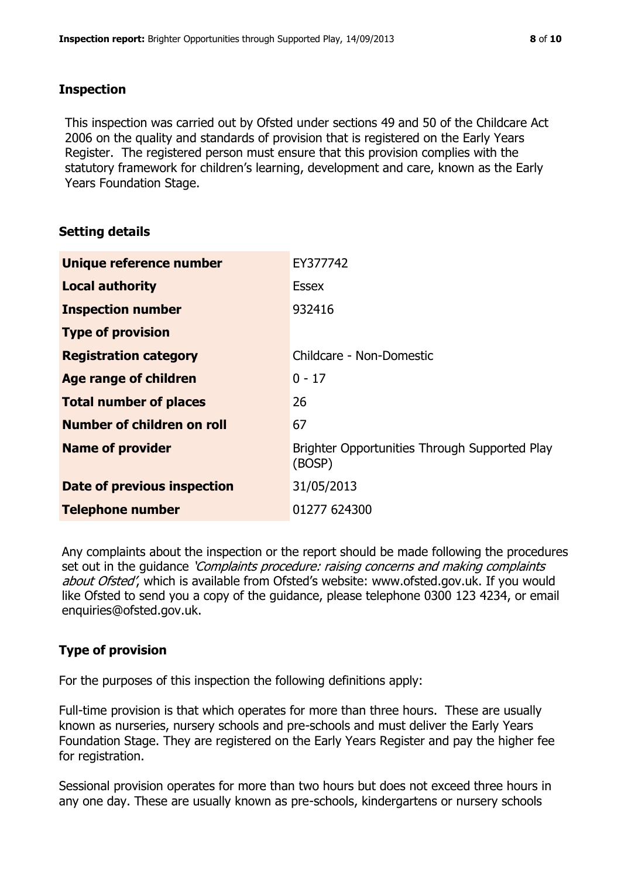## Inspection

This inspection was carried out by Ofsted under sections 49 and 50 of the Childcare Act 2006 on the quality and standards of provision that is registered on the Early Years Register. The registered person must ensure that this provision complies with the statutory framework for children's learning, development and care, known as the Early Years Foundation Stage.

## Setting details

| | |
|---|---|
| **Unique reference number** | EY377742 |
| **Local authority** | Essex |
| **Inspection number** | 932416 |
| **Type of provision** | |
| **Registration category** | Childcare - Non-Domestic |
| **Age range of children** | 0 - 17 |
| **Total number of places** | 26 |
| **Number of children on roll** | 67 |
| **Name of provider** | Brighter Opportunities Through Supported Play (BOSP) |
| **Date of previous inspection** | 31/05/2013 |
| **Telephone number** | 01277 624300 |

Any complaints about the inspection or the report should be made following the procedures set out in the guidance *'Complaints procedure: raising concerns and making complaints about Ofsted'*, which is available from Ofsted's website: www.ofsted.gov.uk. If you would like Ofsted to send you a copy of the guidance, please telephone 0300 123 4234, or email enquiries@ofsted.gov.uk.

## Type of provision

For the purposes of this inspection the following definitions apply:

Full-time provision is that which operates for more than three hours. These are usually known as nurseries, nursery schools and pre-schools and must deliver the Early Years Foundation Stage. They are registered on the Early Years Register and pay the higher fee for registration.

Sessional provision operates for more than two hours but does not exceed three hours in any one day. These are usually known as pre-schools, kindergartens or nursery schools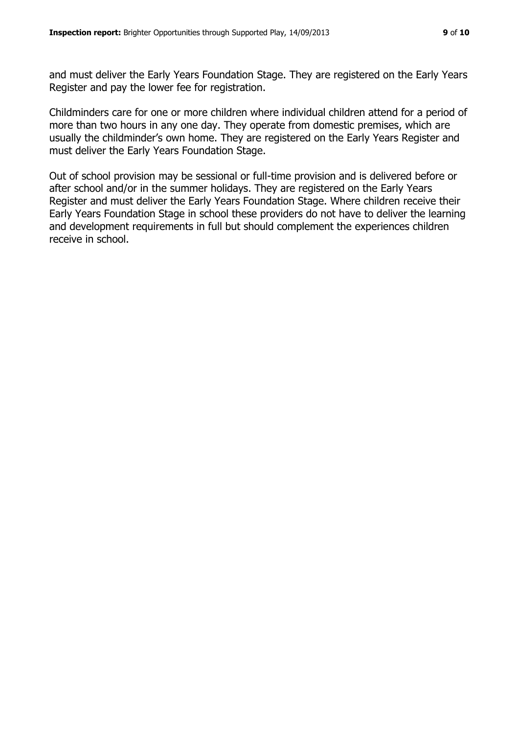and must deliver the Early Years Foundation Stage. They are registered on the Early Years Register and pay the lower fee for registration.

Childminders care for one or more children where individual children attend for a period of more than two hours in any one day. They operate from domestic premises, which are usually the childminder's own home. They are registered on the Early Years Register and must deliver the Early Years Foundation Stage.

Out of school provision may be sessional or full-time provision and is delivered before or after school and/or in the summer holidays. They are registered on the Early Years Register and must deliver the Early Years Foundation Stage. Where children receive their Early Years Foundation Stage in school these providers do not have to deliver the learning and development requirements in full but should complement the experiences children receive in school.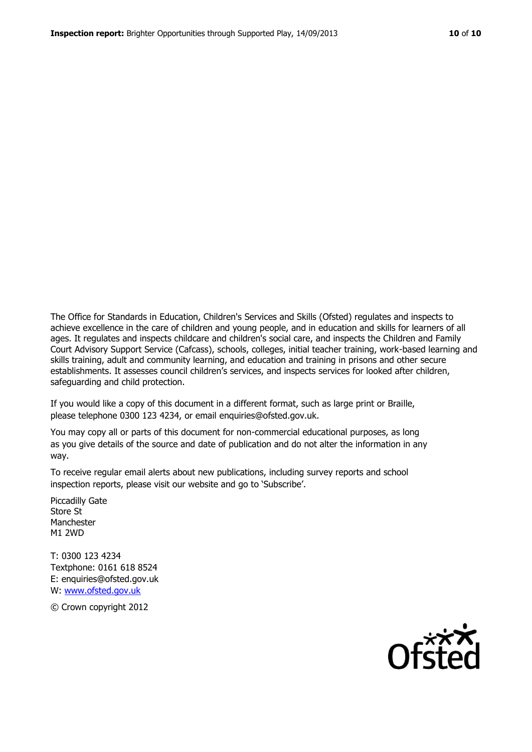The Office for Standards in Education, Children's Services and Skills (Ofsted) regulates and inspects to achieve excellence in the care of children and young people, and in education and skills for learners of all ages. It regulates and inspects childcare and children's social care, and inspects the Children and Family Court Advisory Support Service (Cafcass), schools, colleges, initial teacher training, work-based learning and skills training, adult and community learning, and education and training in prisons and other secure establishments. It assesses council children's services, and inspects services for looked after children, safeguarding and child protection.

If you would like a copy of this document in a different format, such as large print or Braille, please telephone 0300 123 4234, or email enquiries@ofsted.gov.uk.

You may copy all or parts of this document for non-commercial educational purposes, as long as you give details of the source and date of publication and do not alter the information in any way.

To receive regular email alerts about new publications, including survey reports and school inspection reports, please visit our website and go to 'Subscribe'.

Piccadilly Gate
Store St
Manchester
M1 2WD

T: 0300 123 4234
Textphone: 0161 618 8524
E: enquiries@ofsted.gov.uk
W: [www.ofsted.gov.uk](http://www.ofsted.gov.uk)

© Crown copyright 2012

Ofsted